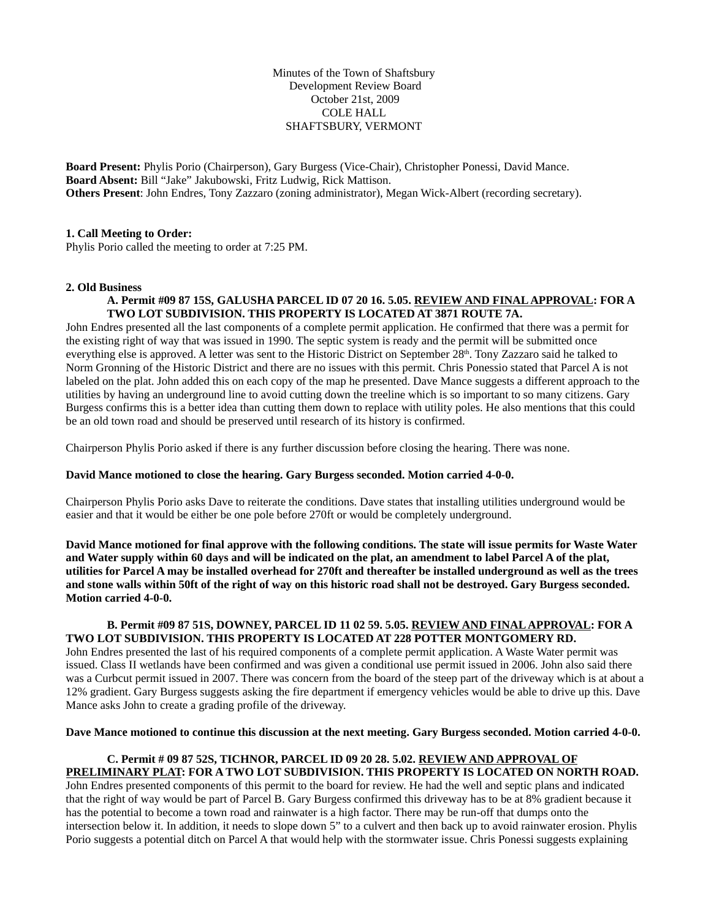Minutes of the Town of Shaftsbury
Development Review Board
October 21st, 2009
COLE HALL
SHAFTSBURY, VERMONT

**Board Present:** Phylis Porio (Chairperson), Gary Burgess (Vice-Chair), Christopher Ponessi, David Mance.
**Board Absent:** Bill "Jake" Jakubowski, Fritz Ludwig, Rick Mattison.
**Others Present**: John Endres, Tony Zazzaro (zoning administrator), Megan Wick-Albert (recording secretary).

**1. Call Meeting to Order:**
Phylis Porio called the meeting to order at 7:25 PM.

**2. Old Business**

**A. Permit #09 87 15S, GALUSHA PARCEL ID 07 20 16. 5.05. REVIEW AND FINAL APPROVAL: FOR A TWO LOT SUBDIVISION. THIS PROPERTY IS LOCATED AT 3871 ROUTE 7A.**

John Endres presented all the last components of a complete permit application. He confirmed that there was a permit for the existing right of way that was issued in 1990. The septic system is ready and the permit will be submitted once everything else is approved. A letter was sent to the Historic District on September 28th. Tony Zazzaro said he talked to Norm Gronning of the Historic District and there are no issues with this permit. Chris Ponessio stated that Parcel A is not labeled on the plat. John added this on each copy of the map he presented. Dave Mance suggests a different approach to the utilities by having an underground line to avoid cutting down the treeline which is so important to so many citizens. Gary Burgess confirms this is a better idea than cutting them down to replace with utility poles. He also mentions that this could be an old town road and should be preserved until research of its history is confirmed.

Chairperson Phylis Porio asked if there is any further discussion before closing the hearing. There was none.

**David Mance motioned to close the hearing. Gary Burgess seconded. Motion carried 4-0-0.**

Chairperson Phylis Porio asks Dave to reiterate the conditions. Dave states that installing utilities underground would be easier and that it would be either be one pole before 270ft or would be completely underground.

**David Mance motioned for final approve with the following conditions. The state will issue permits for Waste Water and Water supply within 60 days and will be indicated on the plat, an amendment to label Parcel A of the plat, utilities for Parcel A may be installed overhead for 270ft and thereafter be installed underground as well as the trees and stone walls within 50ft of the right of way on this historic road shall not be destroyed. Gary Burgess seconded. Motion carried 4-0-0.**

**B. Permit #09 87 51S, DOWNEY, PARCEL ID 11 02 59. 5.05. REVIEW AND FINAL APPROVAL: FOR A TWO LOT SUBDIVISION. THIS PROPERTY IS LOCATED AT 228 POTTER MONTGOMERY RD.**

John Endres presented the last of his required components of a complete permit application. A Waste Water permit was issued. Class II wetlands have been confirmed and was given a conditional use permit issued in 2006. John also said there was a Curbcut permit issued in 2007. There was concern from the board of the steep part of the driveway which is at about a 12% gradient. Gary Burgess suggests asking the fire department if emergency vehicles would be able to drive up this. Dave Mance asks John to create a grading profile of the driveway.

**Dave Mance motioned to continue this discussion at the next meeting. Gary Burgess seconded. Motion carried 4-0-0.**

**C. Permit # 09 87 52S, TICHNOR, PARCEL ID 09 20 28. 5.02. REVIEW AND APPROVAL OF PRELIMINARY PLAT: FOR A TWO LOT SUBDIVISION. THIS PROPERTY IS LOCATED ON NORTH ROAD.**

John Endres presented components of this permit to the board for review. He had the well and septic plans and indicated that the right of way would be part of Parcel B. Gary Burgess confirmed this driveway has to be at 8% gradient because it has the potential to become a town road and rainwater is a high factor. There may be run-off that dumps onto the intersection below it. In addition, it needs to slope down 5" to a culvert and then back up to avoid rainwater erosion. Phylis Porio suggests a potential ditch on Parcel A that would help with the stormwater issue. Chris Ponessi suggests explaining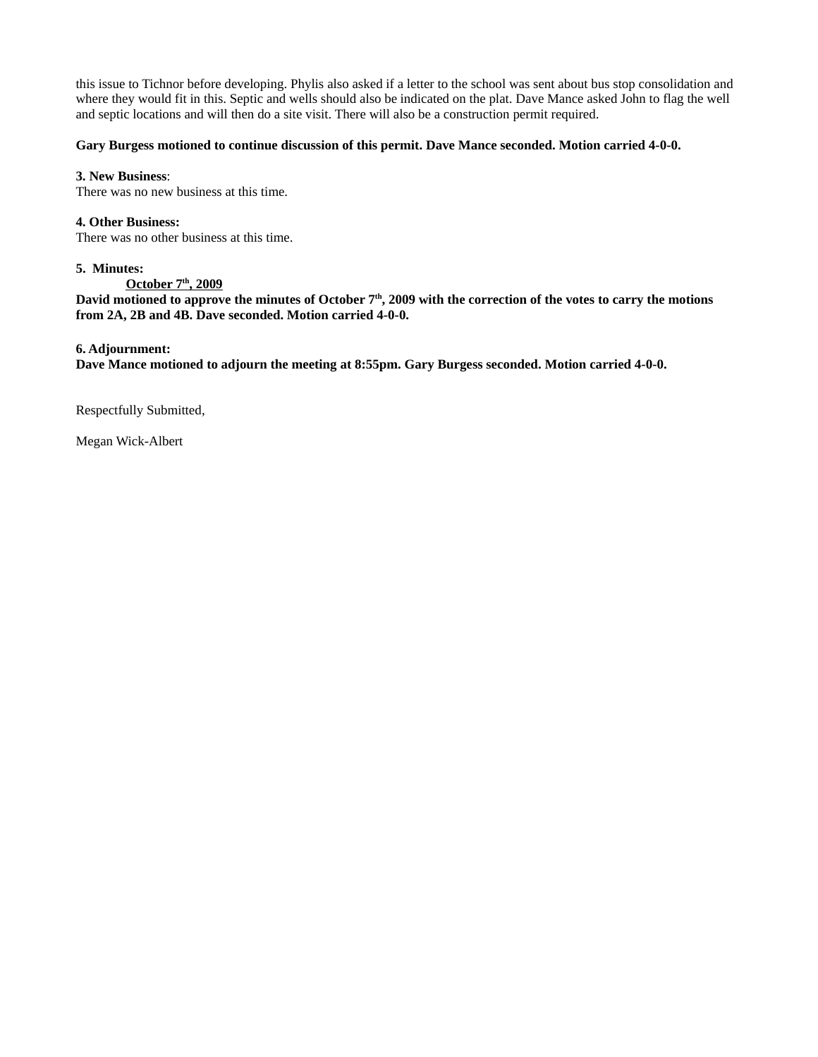this issue to Tichnor before developing. Phylis also asked if a letter to the school was sent about bus stop consolidation and where they would fit in this. Septic and wells should also be indicated on the plat. Dave Mance asked John to flag the well and septic locations and will then do a site visit. There will also be a construction permit required.

**Gary Burgess motioned to continue discussion of this permit. Dave Mance seconded. Motion carried 4-0-0.**

**3. New Business**:
There was no new business at this time.

**4. Other Business:**
There was no other business at this time.

**5. Minutes:**
**<u>October 7th, 2009</u>**
**David motioned to approve the minutes of October 7th, 2009 with the correction of the votes to carry the motions from 2A, 2B and 4B. Dave seconded. Motion carried 4-0-0.**

**6. Adjournment:**
**Dave Mance motioned to adjourn the meeting at 8:55pm. Gary Burgess seconded. Motion carried 4-0-0.**

Respectfully Submitted,

Megan Wick-Albert